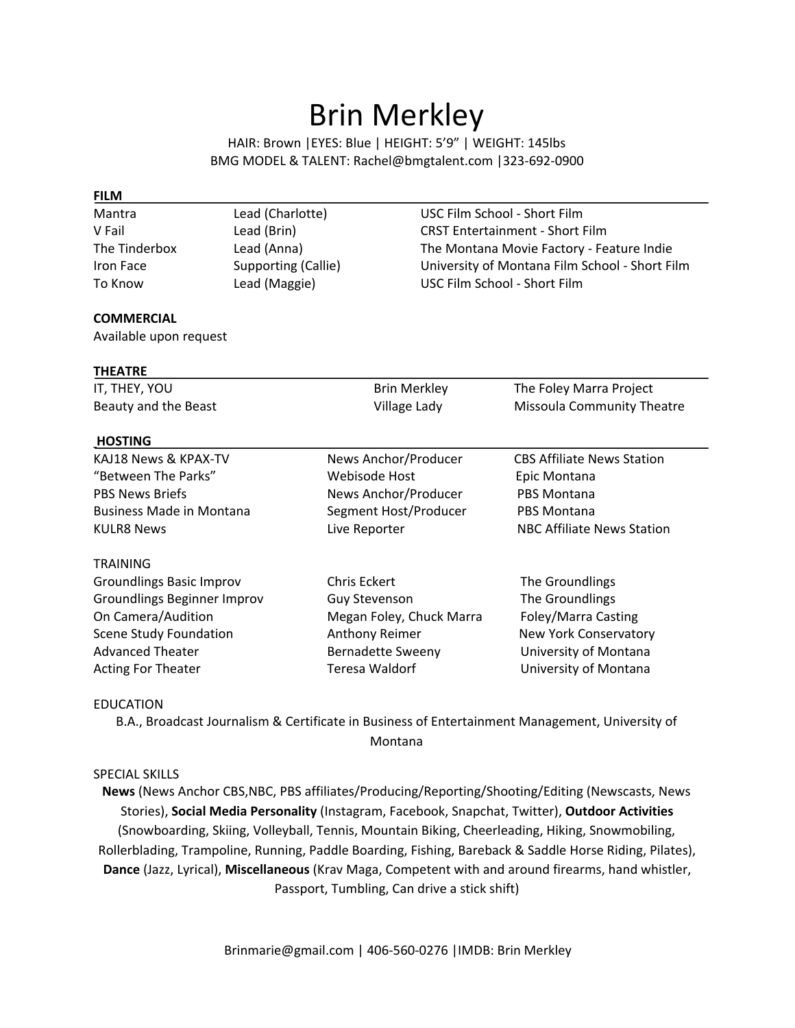# Brin Merkley

HAIR: Brown |EYES: Blue | HEIGHT: 5'9" | WEIGHT: 145lbs
BMG MODEL & TALENT: Rachel@bmgtalent.com |323-692-0900

## FILM

| | | |
|---|---|---|
| Mantra | Lead (Charlotte) | USC Film School - Short Film |
| V Fail | Lead (Brin) | CRST Entertainment - Short Film |
| The Tinderbox | Lead (Anna) | The Montana Movie Factory - Feature Indie |
| Iron Face | Supporting (Callie) | University of Montana Film School - Short Film |
| To Know | Lead (Maggie) | USC Film School - Short Film |

## COMMERCIAL

Available upon request

## THEATRE

| | | |
|---|---|---|
| IT, THEY, YOU | Brin Merkley | The Foley Marra Project |
| Beauty and the Beast | Village Lady | Missoula Community Theatre |

## HOSTING

| | | |
|---|---|---|
| KAJ18 News & KPAX-TV | News Anchor/Producer | CBS Affiliate News Station |
| "Between The Parks" | Webisode Host | Epic Montana |
| PBS News Briefs | News Anchor/Producer | PBS Montana |
| Business Made in Montana | Segment Host/Producer | PBS Montana |
| KULR8 News | Live Reporter | NBC Affiliate News Station |

## TRAINING

| | | |
|---|---|---|
| Groundlings Basic Improv | Chris Eckert | The Groundlings |
| Groundlings Beginner Improv | Guy Stevenson | The Groundlings |
| On Camera/Audition | Megan Foley, Chuck Marra | Foley/Marra Casting |
| Scene Study Foundation | Anthony Reimer | New York Conservatory |
| Advanced Theater | Bernadette Sweeny | University of Montana |
| Acting For Theater | Teresa Waldorf | University of Montana |

## EDUCATION

B.A., Broadcast Journalism & Certificate in Business of Entertainment Management, University of Montana

## SPECIAL SKILLS

**News** (News Anchor CBS,NBC, PBS affiliates/Producing/Reporting/Shooting/Editing (Newscasts, News Stories), **Social Media Personality** (Instagram, Facebook, Snapchat, Twitter), **Outdoor Activities** (Snowboarding, Skiing, Volleyball, Tennis, Mountain Biking, Cheerleading, Hiking, Snowmobiling, Rollerblading, Trampoline, Running, Paddle Boarding, Fishing, Bareback & Saddle Horse Riding, Pilates), **Dance** (Jazz, Lyrical), **Miscellaneous** (Krav Maga, Competent with and around firearms, hand whistler, Passport, Tumbling, Can drive a stick shift)

Brinmarie@gmail.com | 406-560-0276 |IMDB: Brin Merkley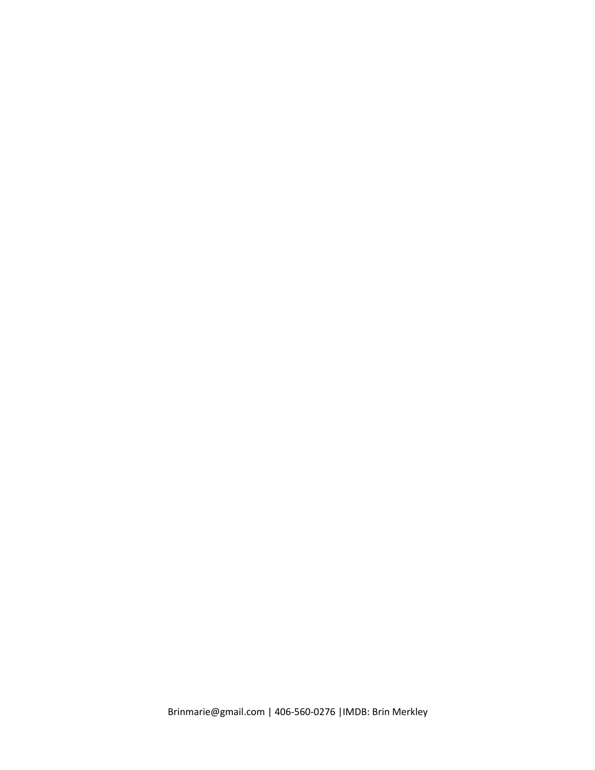Brinmarie@gmail.com | 406-560-0276 |IMDB: Brin Merkley